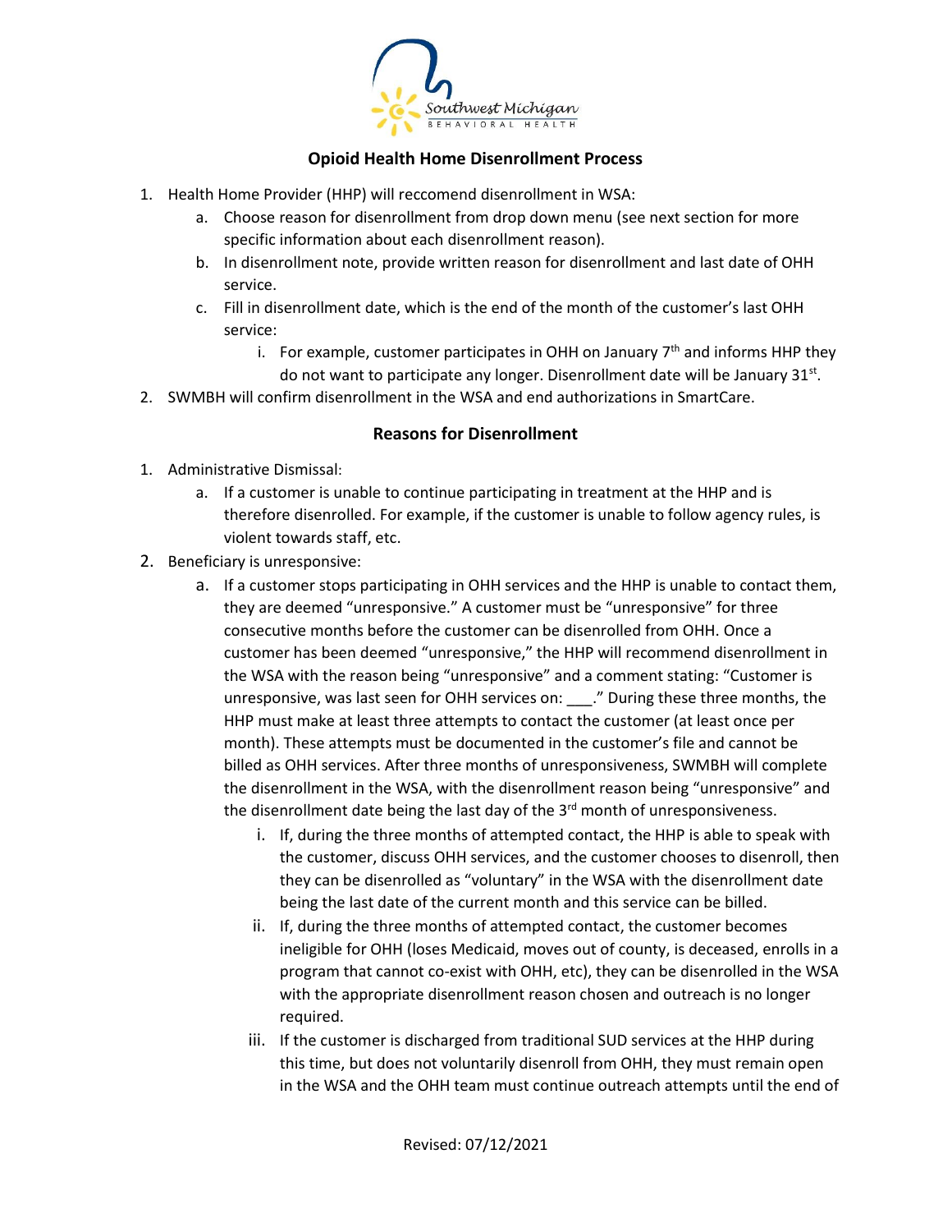## Opioid Health Home Disenrollment Process

1. Health Home Provider (HHP) will reccomend disenrollment in WSA:
   a. Choose reason for disenrollment from drop down menu (see next section for more specific information about each disenrollment reason).
   b. In disenrollment note, provide written reason for disenrollment and last date of OHH service.
   c. Fill in disenrollment date, which is the end of the month of the customer's last OHH service:
      i. For example, customer participates in OHH on January 7th and informs HHP they do not want to participate any longer. Disenrollment date will be January 31st.
2. SWMBH will confirm disenrollment in the WSA and end authorizations in SmartCare.

## Reasons for Disenrollment

1. Administrative Dismissal:
   a. If a customer is unable to continue participating in treatment at the HHP and is therefore disenrolled. For example, if the customer is unable to follow agency rules, is violent towards staff, etc.
2. Beneficiary is unresponsive:
   a. If a customer stops participating in OHH services and the HHP is unable to contact them, they are deemed "unresponsive." A customer must be "unresponsive" for three consecutive months before the customer can be disenrolled from OHH. Once a customer has been deemed "unresponsive," the HHP will recommend disenrollment in the WSA with the reason being "unresponsive" and a comment stating: "Customer is unresponsive, was last seen for OHH services on: ___." During these three months, the HHP must make at least three attempts to contact the customer (at least once per month). These attempts must be documented in the customer's file and cannot be billed as OHH services. After three months of unresponsiveness, SWMBH will complete the disenrollment in the WSA, with the disenrollment reason being "unresponsive" and the disenrollment date being the last day of the 3rd month of unresponsiveness.
      i. If, during the three months of attempted contact, the HHP is able to speak with the customer, discuss OHH services, and the customer chooses to disenroll, then they can be disenrolled as "voluntary" in the WSA with the disenrollment date being the last date of the current month and this service can be billed.
      ii. If, during the three months of attempted contact, the customer becomes ineligible for OHH (loses Medicaid, moves out of county, is deceased, enrolls in a program that cannot co-exist with OHH, etc), they can be disenrolled in the WSA with the appropriate disenrollment reason chosen and outreach is no longer required.
      iii. If the customer is discharged from traditional SUD services at the HHP during this time, but does not voluntarily disenroll from OHH, they must remain open in the WSA and the OHH team must continue outreach attempts until the end of

Revised: 07/12/2021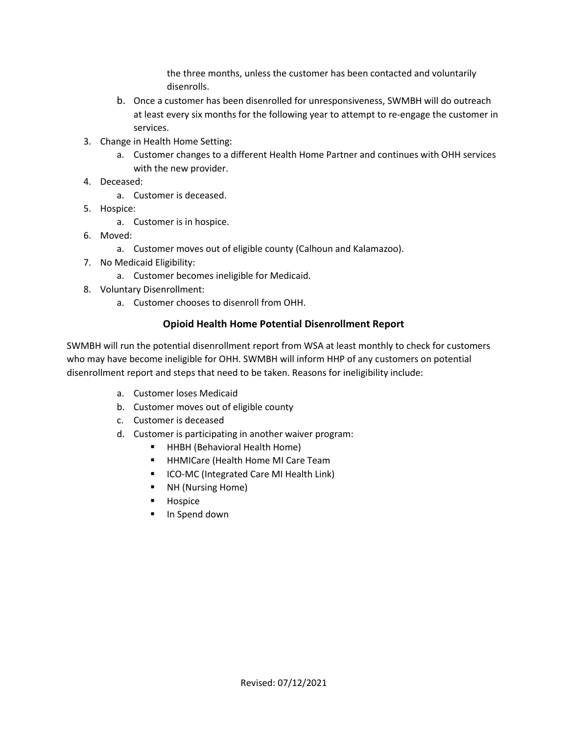the three months, unless the customer has been contacted and voluntarily disenrolls.

   b. Once a customer has been disenrolled for unresponsiveness, SWMBH will do outreach at least every six months for the following year to attempt to re-engage the customer in services.

3. Change in Health Home Setting:
   a. Customer changes to a different Health Home Partner and continues with OHH services with the new provider.
4. Deceased:
   a. Customer is deceased.
5. Hospice:
   a. Customer is in hospice.
6. Moved:
   a. Customer moves out of eligible county (Calhoun and Kalamazoo).
7. No Medicaid Eligibility:
   a. Customer becomes ineligible for Medicaid.
8. Voluntary Disenrollment:
   a. Customer chooses to disenroll from OHH.

**Opioid Health Home Potential Disenrollment Report**

SWMBH will run the potential disenrollment report from WSA at least monthly to check for customers who may have become ineligible for OHH. SWMBH will inform HHP of any customers on potential disenrollment report and steps that need to be taken. Reasons for ineligibility include:

a. Customer loses Medicaid
b. Customer moves out of eligible county
c. Customer is deceased
d. Customer is participating in another waiver program:
   - HHBH (Behavioral Health Home)
   - HHMICare (Health Home MI Care Team
   - ICO-MC (Integrated Care MI Health Link)
   - NH (Nursing Home)
   - Hospice
   - In Spend down

Revised: 07/12/2021